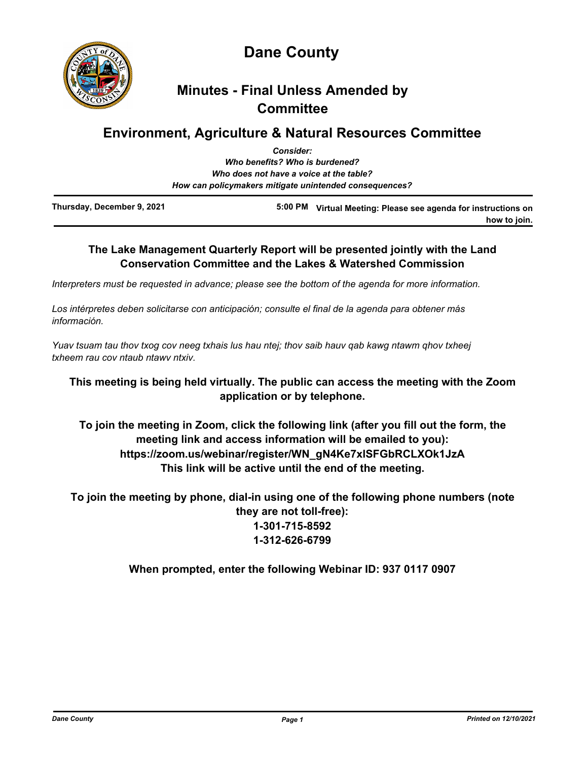# Dane County

## Minutes - Final Unless Amended by Committee

## Environment, Agriculture & Natural Resources Committee

*Consider:*
*Who benefits? Who is burdened?*
*Who does not have a voice at the table?*
*How can policymakers mitigate unintended consequences?*

**Thursday, December 9, 2021** **5:00 PM** **Virtual Meeting: Please see agenda for instructions on how to join.**

**The Lake Management Quarterly Report will be presented jointly with the Land Conservation Committee and the Lakes & Watershed Commission**

*Interpreters must be requested in advance; please see the bottom of the agenda for more information.*

*Los intérpretes deben solicitarse con anticipación; consulte el final de la agenda para obtener más información.*

*Yuav tsuam tau thov txog cov neeg txhais lus hau ntej; thov saib hauv qab kawg ntawm qhov txheej txheem rau cov ntaub ntawv ntxiv.*

**This meeting is being held virtually. The public can access the meeting with the Zoom application or by telephone.**

**To join the meeting in Zoom, click the following link (after you fill out the form, the meeting link and access information will be emailed to you):**
**https://zoom.us/webinar/register/WN_gN4Ke7xISFGbRCLXOk1JzA**
**This link will be active until the end of the meeting.**

**To join the meeting by phone, dial-in using one of the following phone numbers (note they are not toll-free):**
**1-301-715-8592**
**1-312-626-6799**

**When prompted, enter the following Webinar ID: 937 0117 0907**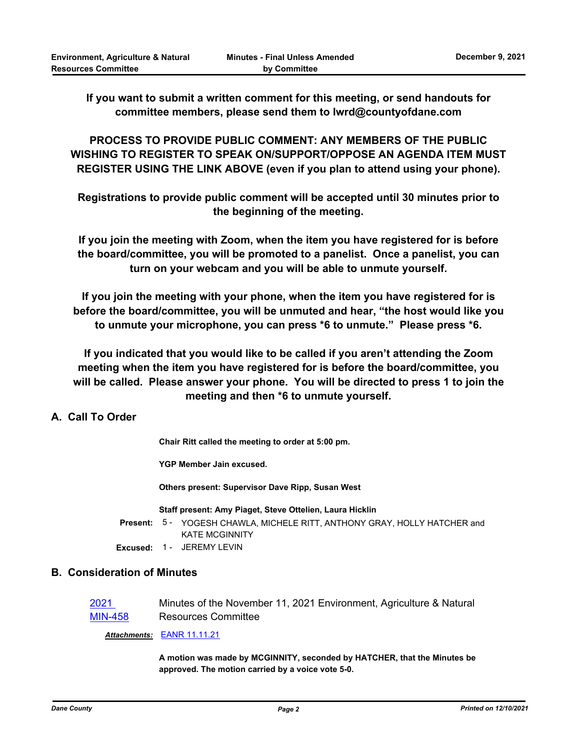**If you want to submit a written comment for this meeting, or send handouts for committee members, please send them to lwrd@countyofdane.com**

**PROCESS TO PROVIDE PUBLIC COMMENT: ANY MEMBERS OF THE PUBLIC WISHING TO REGISTER TO SPEAK ON/SUPPORT/OPPOSE AN AGENDA ITEM MUST REGISTER USING THE LINK ABOVE (even if you plan to attend using your phone).**

**Registrations to provide public comment will be accepted until 30 minutes prior to the beginning of the meeting.**

**If you join the meeting with Zoom, when the item you have registered for is before the board/committee, you will be promoted to a panelist. Once a panelist, you can turn on your webcam and you will be able to unmute yourself.**

**If you join the meeting with your phone, when the item you have registered for is before the board/committee, you will be unmuted and hear, "the host would like you to unmute your microphone, you can press *6 to unmute." Please press *6.**

**If you indicated that you would like to be called if you aren't attending the Zoom meeting when the item you have registered for is before the board/committee, you will be called. Please answer your phone. You will be directed to press 1 to join the meeting and then *6 to unmute yourself.**

## A. Call To Order

**Chair Ritt called the meeting to order at 5:00 pm.**

**YGP Member Jain excused.**

**Others present: Supervisor Dave Ripp, Susan West**

**Staff present: Amy Piaget, Steve Ottelien, Laura Hicklin**

**Present:** 5 - YOGESH CHAWLA, MICHELE RITT, ANTHONY GRAY, HOLLY HATCHER and KATE MCGINNITY

**Excused:** 1 - JEREMY LEVIN

## B. Consideration of Minutes

2021 MIN-458 — Minutes of the November 11, 2021 Environment, Agriculture & Natural Resources Committee

***Attachments:*** EANR 11.11.21

**A motion was made by MCGINNITY, seconded by HATCHER, that the Minutes be approved. The motion carried by a voice vote 5-0.**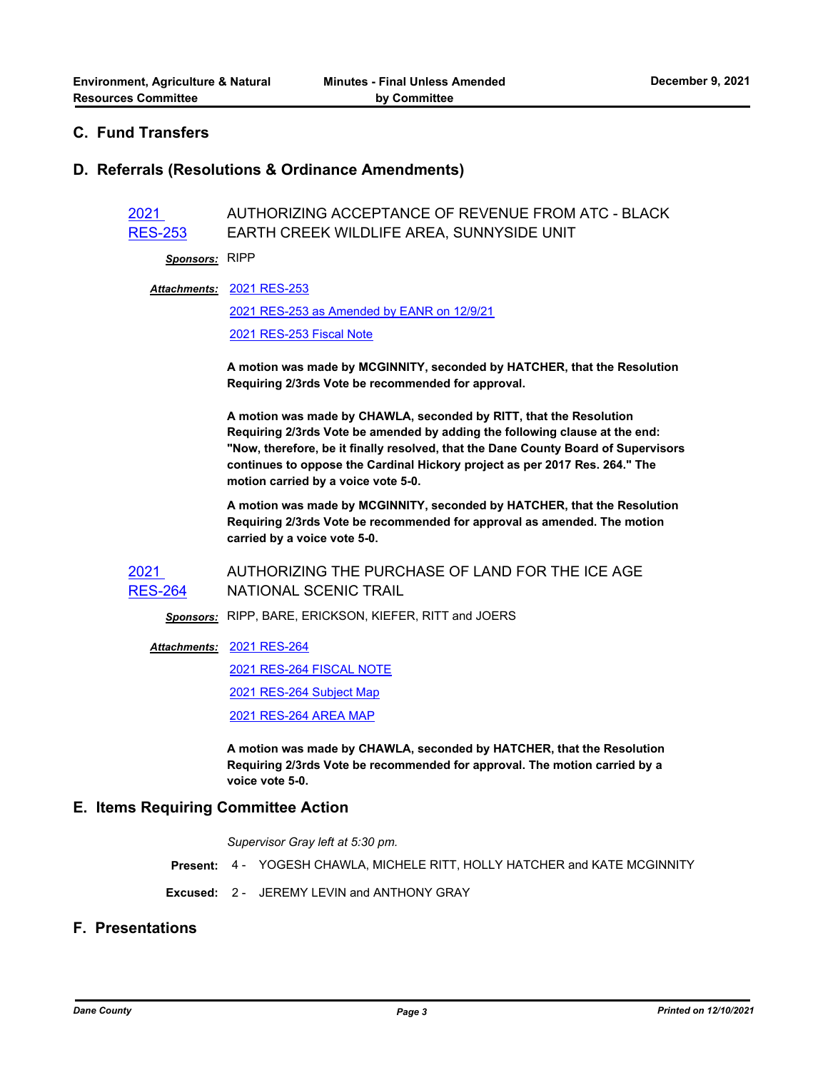## C. Fund Transfers

## D. Referrals (Resolutions & Ordinance Amendments)

**2021 RES-253** AUTHORIZING ACCEPTANCE OF REVENUE FROM ATC - BLACK EARTH CREEK WILDLIFE AREA, SUNNYSIDE UNIT

***Sponsors:*** RIPP

***Attachments:*** 2021 RES-253

2021 RES-253 as Amended by EANR on 12/9/21

2021 RES-253 Fiscal Note

**A motion was made by MCGINNITY, seconded by HATCHER, that the Resolution Requiring 2/3rds Vote be recommended for approval.**

**A motion was made by CHAWLA, seconded by RITT, that the Resolution Requiring 2/3rds Vote be amended by adding the following clause at the end: "Now, therefore, be it finally resolved, that the Dane County Board of Supervisors continues to oppose the Cardinal Hickory project as per 2017 Res. 264." The motion carried by a voice vote 5-0.**

**A motion was made by MCGINNITY, seconded by HATCHER, that the Resolution Requiring 2/3rds Vote be recommended for approval as amended. The motion carried by a voice vote 5-0.**

**2021 RES-264** AUTHORIZING THE PURCHASE OF LAND FOR THE ICE AGE NATIONAL SCENIC TRAIL

***Sponsors:*** RIPP, BARE, ERICKSON, KIEFER, RITT and JOERS

***Attachments:*** 2021 RES-264

2021 RES-264 FISCAL NOTE

2021 RES-264 Subject Map

2021 RES-264 AREA MAP

**A motion was made by CHAWLA, seconded by HATCHER, that the Resolution Requiring 2/3rds Vote be recommended for approval. The motion carried by a voice vote 5-0.**

## E. Items Requiring Committee Action

*Supervisor Gray left at 5:30 pm.*

**Present:** 4 - YOGESH CHAWLA, MICHELE RITT, HOLLY HATCHER and KATE MCGINNITY

**Excused:** 2 - JEREMY LEVIN and ANTHONY GRAY

## F. Presentations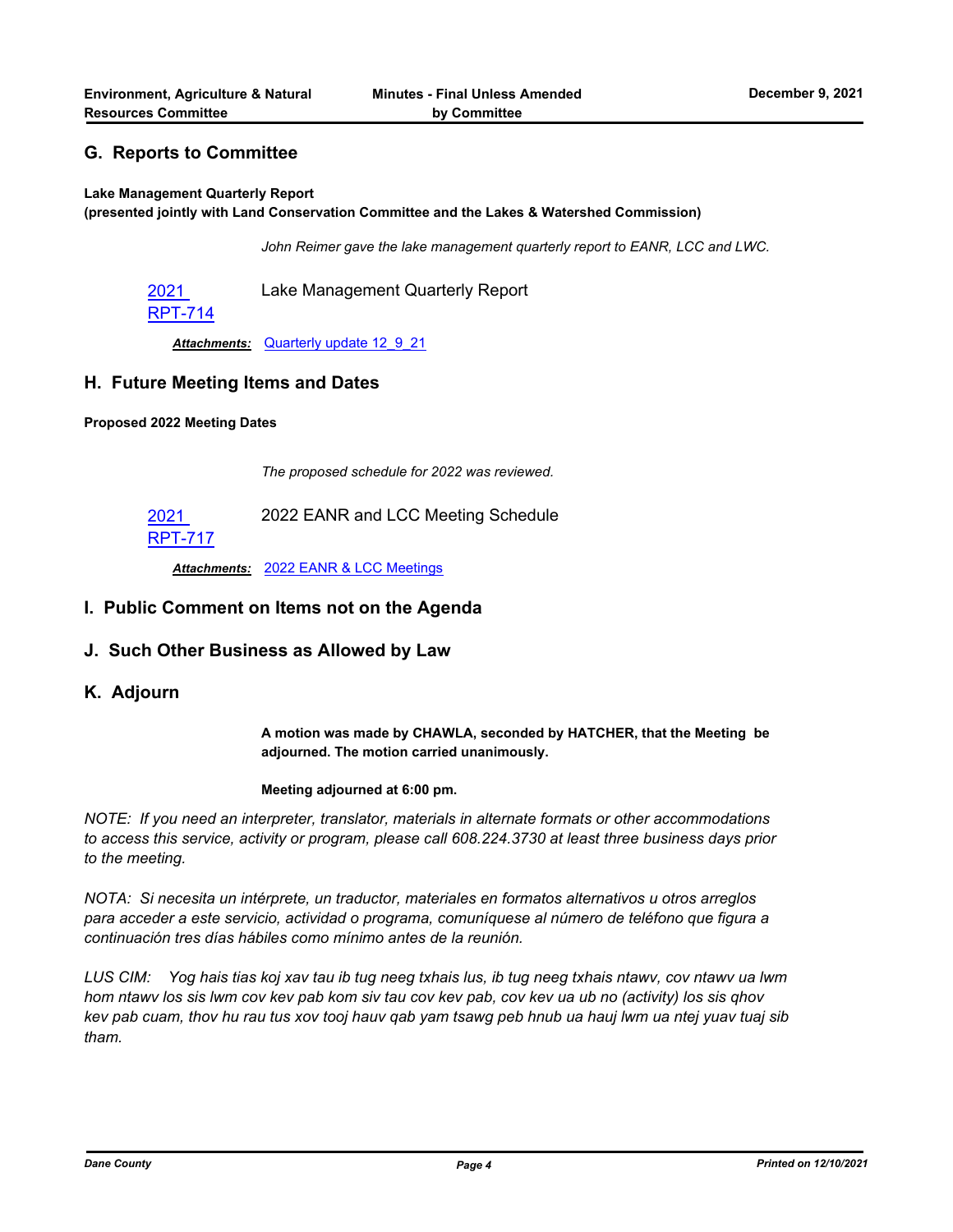## G. Reports to Committee

**Lake Management Quarterly Report**
**(presented jointly with Land Conservation Committee and the Lakes & Watershed Commission)**

*John Reimer gave the lake management quarterly report to EANR, LCC and LWC.*

2021 RPT-714 — Lake Management Quarterly Report

***Attachments:*** Quarterly update 12_9_21

## H. Future Meeting Items and Dates

**Proposed 2022 Meeting Dates**

*The proposed schedule for 2022 was reviewed.*

2021 RPT-717 — 2022 EANR and LCC Meeting Schedule

***Attachments:*** 2022 EANR & LCC Meetings

## I. Public Comment on Items not on the Agenda

## J. Such Other Business as Allowed by Law

## K. Adjourn

**A motion was made by CHAWLA, seconded by HATCHER, that the Meeting be adjourned. The motion carried unanimously.**

**Meeting adjourned at 6:00 pm.**

*NOTE: If you need an interpreter, translator, materials in alternate formats or other accommodations to access this service, activity or program, please call 608.224.3730 at least three business days prior to the meeting.*

*NOTA: Si necesita un intérprete, un traductor, materiales en formatos alternativos u otros arreglos para acceder a este servicio, actividad o programa, comuníquese al número de teléfono que figura a continuación tres días hábiles como mínimo antes de la reunión.*

*LUS CIM: Yog hais tias koj xav tau ib tug neeg txhais lus, ib tug neeg txhais ntawv, cov ntawv ua lwm hom ntawv los sis lwm cov kev pab kom siv tau cov kev pab, cov kev ua ub no (activity) los sis qhov kev pab cuam, thov hu rau tus xov tooj hauv qab yam tsawg peb hnub ua hauj lwm ua ntej yuav tuaj sib tham.*